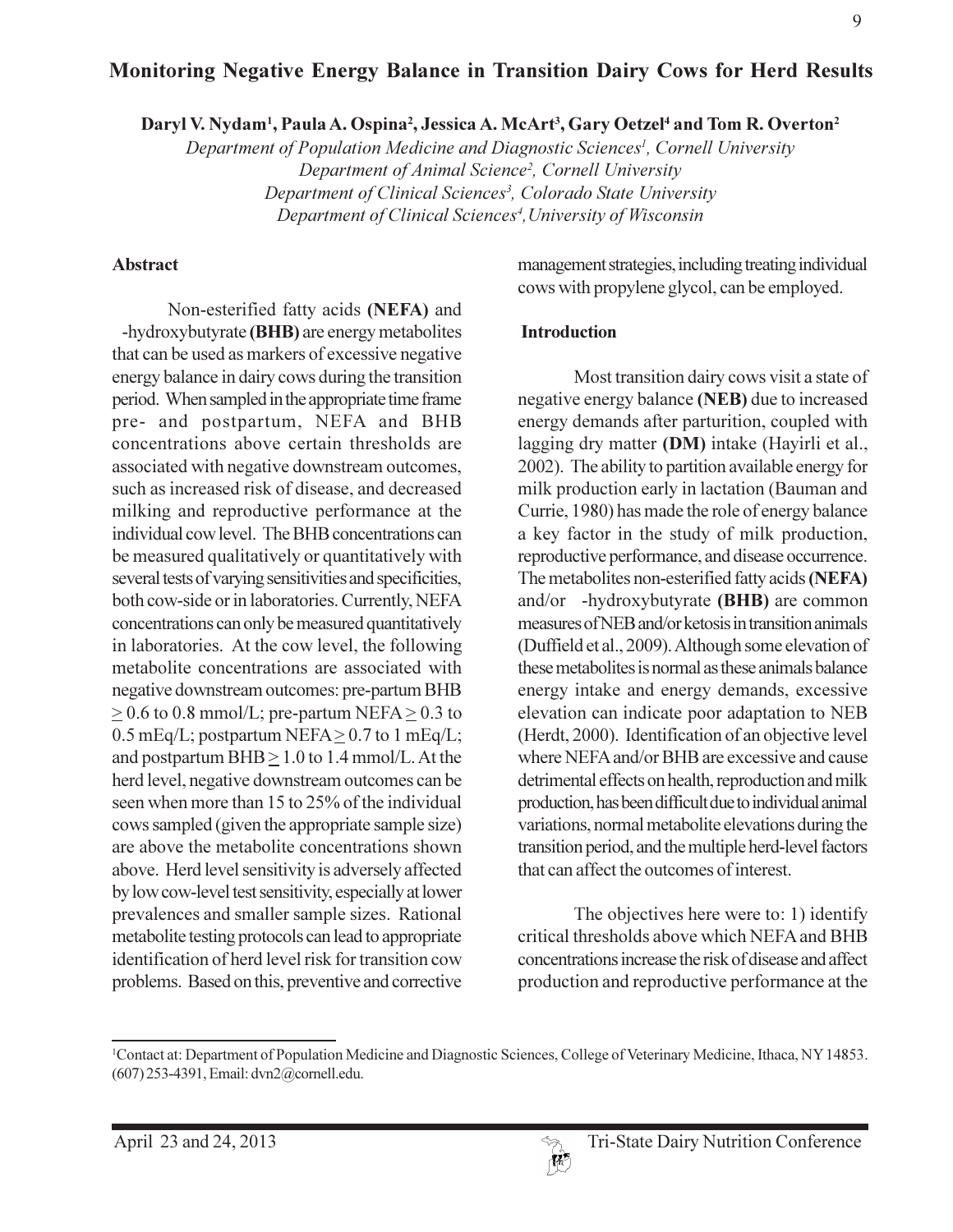# Monitoring Negative Energy Balance in Transition Dairy Cows for Herd Results

**Daryl V. Nydam[1], Paula A. Ospina[2], Jessica A. McArt[3], Gary Oetzel[4] and Tom R. Overton[2]**

*Department of Population Medicine and Diagnostic Sciences[1], Cornell University*
*Department of Animal Science[2], Cornell University*
*Department of Clinical Sciences[3], Colorado State University*
*Department of Clinical Sciences[4], University of Wisconsin*

## Abstract

Non-esterified fatty acids **(NEFA)** and -hydroxybutyrate **(BHB)** are energy metabolites that can be used as markers of excessive negative energy balance in dairy cows during the transition period. When sampled in the appropriate time frame pre- and postpartum, NEFA and BHB concentrations above certain thresholds are associated with negative downstream outcomes, such as increased risk of disease, and decreased milking and reproductive performance at the individual cow level. The BHB concentrations can be measured qualitatively or quantitatively with several tests of varying sensitivities and specificities, both cow-side or in laboratories. Currently, NEFA concentrations can only be measured quantitatively in laboratories. At the cow level, the following metabolite concentrations are associated with negative downstream outcomes: pre-partum BHB $\geq$ 0.6 to 0.8 mmol/L; pre-partum NEFA $\geq$ 0.3 to 0.5 mEq/L; postpartum NEFA $\geq$ 0.7 to 1 mEq/L; and postpartum BHB $\geq$ 1.0 to 1.4 mmol/L. At the herd level, negative downstream outcomes can be seen when more than 15 to 25% of the individual cows sampled (given the appropriate sample size) are above the metabolite concentrations shown above. Herd level sensitivity is adversely affected by low cow-level test sensitivity, especially at lower prevalences and smaller sample sizes. Rational metabolite testing protocols can lead to appropriate identification of herd level risk for transition cow problems. Based on this, preventive and corrective management strategies, including treating individual cows with propylene glycol, can be employed.

## Introduction

Most transition dairy cows visit a state of negative energy balance **(NEB)** due to increased energy demands after parturition, coupled with lagging dry matter **(DM)** intake (Hayirli et al., 2002). The ability to partition available energy for milk production early in lactation (Bauman and Currie, 1980) has made the role of energy balance a key factor in the study of milk production, reproductive performance, and disease occurrence. The metabolites non-esterified fatty acids **(NEFA)** and/or -hydroxybutyrate **(BHB)** are common measures of NEB and/or ketosis in transition animals (Duffield et al., 2009). Although some elevation of these metabolites is normal as these animals balance energy intake and energy demands, excessive elevation can indicate poor adaptation to NEB (Herdt, 2000). Identification of an objective level where NEFA and/or BHB are excessive and cause detrimental effects on health, reproduction and milk production, has been difficult due to individual animal variations, normal metabolite elevations during the transition period, and the multiple herd-level factors that can affect the outcomes of interest.

The objectives here were to: 1) identify critical thresholds above which NEFA and BHB concentrations increase the risk of disease and affect production and reproductive performance at the

[1]Contact at: Department of Population Medicine and Diagnostic Sciences, College of Veterinary Medicine, Ithaca, NY 14853. (607) 253-4391, Email: dvn2@cornell.edu.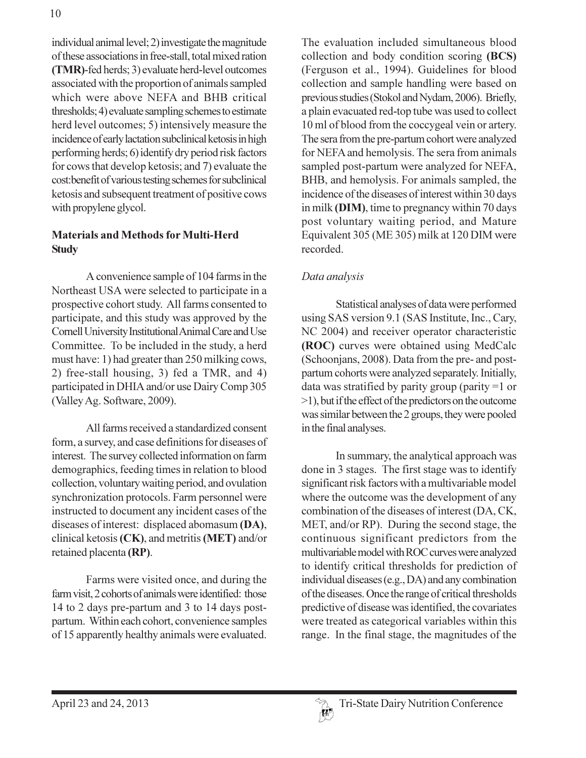individual animal level; 2) investigate the magnitude of these associations in free-stall, total mixed ration **(TMR)**-fed herds; 3) evaluate herd-level outcomes associated with the proportion of animals sampled which were above NEFA and BHB critical thresholds; 4) evaluate sampling schemes to estimate herd level outcomes; 5) intensively measure the incidence of early lactation subclinical ketosis in high performing herds; 6) identify dry period risk factors for cows that develop ketosis; and 7) evaluate the cost:benefit of various testing schemes for subclinical ketosis and subsequent treatment of positive cows with propylene glycol.

## Materials and Methods for Multi-Herd Study

A convenience sample of 104 farms in the Northeast USA were selected to participate in a prospective cohort study. All farms consented to participate, and this study was approved by the Cornell University Institutional Animal Care and Use Committee. To be included in the study, a herd must have: 1) had greater than 250 milking cows, 2) free-stall housing, 3) fed a TMR, and 4) participated in DHIA and/or use Dairy Comp 305 (Valley Ag. Software, 2009).

All farms received a standardized consent form, a survey, and case definitions for diseases of interest. The survey collected information on farm demographics, feeding times in relation to blood collection, voluntary waiting period, and ovulation synchronization protocols. Farm personnel were instructed to document any incident cases of the diseases of interest: displaced abomasum **(DA)**, clinical ketosis **(CK)**, and metritis **(MET)** and/or retained placenta **(RP)**.

Farms were visited once, and during the farm visit, 2 cohorts of animals were identified: those 14 to 2 days pre-partum and 3 to 14 days post-partum. Within each cohort, convenience samples of 15 apparently healthy animals were evaluated. The evaluation included simultaneous blood collection and body condition scoring **(BCS)** (Ferguson et al., 1994). Guidelines for blood collection and sample handling were based on previous studies (Stokol and Nydam, 2006). Briefly, a plain evacuated red-top tube was used to collect 10 ml of blood from the coccygeal vein or artery. The sera from the pre-partum cohort were analyzed for NEFA and hemolysis. The sera from animals sampled post-partum were analyzed for NEFA, BHB, and hemolysis. For animals sampled, the incidence of the diseases of interest within 30 days in milk **(DIM)**, time to pregnancy within 70 days post voluntary waiting period, and Mature Equivalent 305 (ME 305) milk at 120 DIM were recorded.

### *Data analysis*

Statistical analyses of data were performed using SAS version 9.1 (SAS Institute, Inc., Cary, NC 2004) and receiver operator characteristic **(ROC)** curves were obtained using MedCalc (Schoonjans, 2008). Data from the pre- and post-partum cohorts were analyzed separately. Initially, data was stratified by parity group (parity =1 or >1), but if the effect of the predictors on the outcome was similar between the 2 groups, they were pooled in the final analyses.

In summary, the analytical approach was done in 3 stages. The first stage was to identify significant risk factors with a multivariable model where the outcome was the development of any combination of the diseases of interest (DA, CK, MET, and/or RP). During the second stage, the continuous significant predictors from the multivariable model with ROC curves were analyzed to identify critical thresholds for prediction of individual diseases (e.g., DA) and any combination of the diseases. Once the range of critical thresholds predictive of disease was identified, the covariates were treated as categorical variables within this range. In the final stage, the magnitudes of the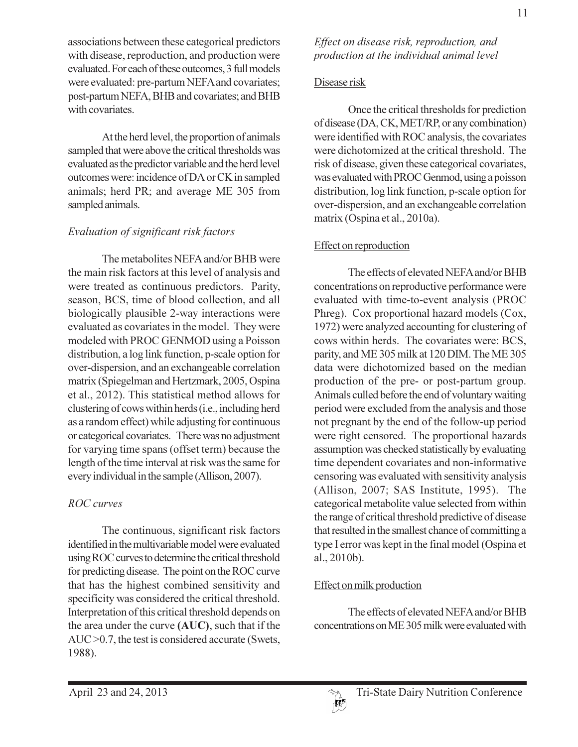associations between these categorical predictors with disease, reproduction, and production were evaluated. For each of these outcomes, 3 full models were evaluated: pre-partum NEFA and covariates; post-partum NEFA, BHB and covariates; and BHB with covariates.

At the herd level, the proportion of animals sampled that were above the critical thresholds was evaluated as the predictor variable and the herd level outcomes were: incidence of DA or CK in sampled animals; herd PR; and average ME 305 from sampled animals.

### *Evaluation of significant risk factors*

The metabolites NEFA and/or BHB were the main risk factors at this level of analysis and were treated as continuous predictors. Parity, season, BCS, time of blood collection, and all biologically plausible 2-way interactions were evaluated as covariates in the model. They were modeled with PROC GENMOD using a Poisson distribution, a log link function, p-scale option for over-dispersion, and an exchangeable correlation matrix (Spiegelman and Hertzmark, 2005, Ospina et al., 2012). This statistical method allows for clustering of cows within herds (i.e., including herd as a random effect) while adjusting for continuous or categorical covariates. There was no adjustment for varying time spans (offset term) because the length of the time interval at risk was the same for every individual in the sample (Allison, 2007).

### *ROC curves*

The continuous, significant risk factors identified in the multivariable model were evaluated using ROC curves to determine the critical threshold for predicting disease. The point on the ROC curve that has the highest combined sensitivity and specificity was considered the critical threshold. Interpretation of this critical threshold depends on the area under the curve **(AUC)**, such that if the AUC >0.7, the test is considered accurate (Swets, 1988).

### *Effect on disease risk, reproduction, and production at the individual animal level*

#### Disease risk

Once the critical thresholds for prediction of disease (DA, CK, MET/RP, or any combination) were identified with ROC analysis, the covariates were dichotomized at the critical threshold. The risk of disease, given these categorical covariates, was evaluated with PROC Genmod, using a poisson distribution, log link function, p-scale option for over-dispersion, and an exchangeable correlation matrix (Ospina et al., 2010a).

#### Effect on reproduction

The effects of elevated NEFA and/or BHB concentrations on reproductive performance were evaluated with time-to-event analysis (PROC Phreg). Cox proportional hazard models (Cox, 1972) were analyzed accounting for clustering of cows within herds. The covariates were: BCS, parity, and ME 305 milk at 120 DIM. The ME 305 data were dichotomized based on the median production of the pre- or post-partum group. Animals culled before the end of voluntary waiting period were excluded from the analysis and those not pregnant by the end of the follow-up period were right censored. The proportional hazards assumption was checked statistically by evaluating time dependent covariates and non-informative censoring was evaluated with sensitivity analysis (Allison, 2007; SAS Institute, 1995). The categorical metabolite value selected from within the range of critical threshold predictive of disease that resulted in the smallest chance of committing a type I error was kept in the final model (Ospina et al., 2010b).

#### Effect on milk production

The effects of elevated NEFA and/or BHB concentrations on ME 305 milk were evaluated with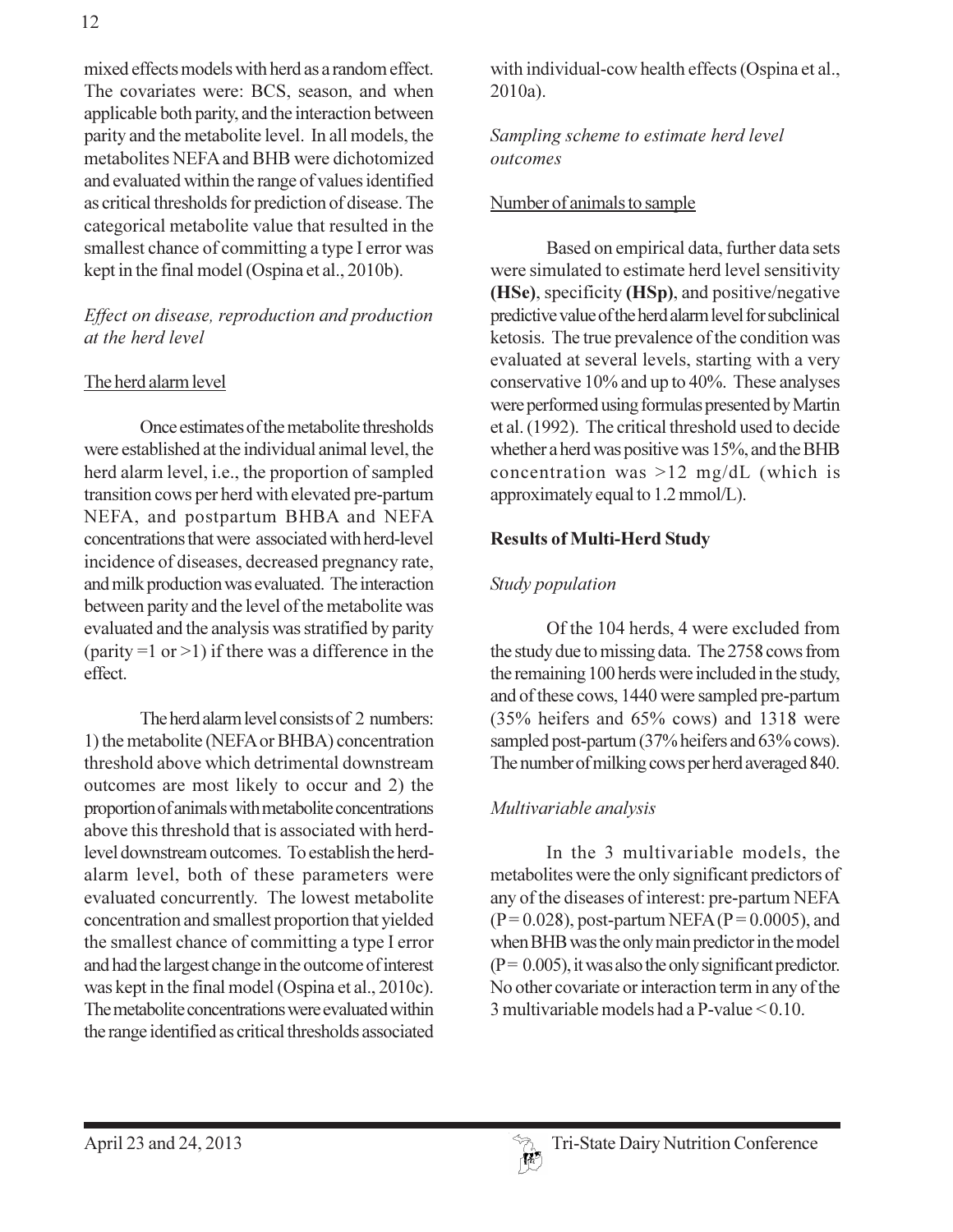mixed effects models with herd as a random effect. The covariates were: BCS, season, and when applicable both parity, and the interaction between parity and the metabolite level. In all models, the metabolites NEFA and BHB were dichotomized and evaluated within the range of values identified as critical thresholds for prediction of disease. The categorical metabolite value that resulted in the smallest chance of committing a type I error was kept in the final model (Ospina et al., 2010b).

### *Effect on disease, reproduction and production at the herd level*

#### The herd alarm level

Once estimates of the metabolite thresholds were established at the individual animal level, the herd alarm level, i.e., the proportion of sampled transition cows per herd with elevated pre-partum NEFA, and postpartum BHBA and NEFA concentrations that were associated with herd-level incidence of diseases, decreased pregnancy rate, and milk production was evaluated. The interaction between parity and the level of the metabolite was evaluated and the analysis was stratified by parity (parity =1 or >1) if there was a difference in the effect.

The herd alarm level consists of 2 numbers: 1) the metabolite (NEFA or BHBA) concentration threshold above which detrimental downstream outcomes are most likely to occur and 2) the proportion of animals with metabolite concentrations above this threshold that is associated with herd-level downstream outcomes. To establish the herd-alarm level, both of these parameters were evaluated concurrently. The lowest metabolite concentration and smallest proportion that yielded the smallest chance of committing a type I error and had the largest change in the outcome of interest was kept in the final model (Ospina et al., 2010c). The metabolite concentrations were evaluated within the range identified as critical thresholds associated with individual-cow health effects (Ospina et al., 2010a).

### *Sampling scheme to estimate herd level outcomes*

#### Number of animals to sample

Based on empirical data, further data sets were simulated to estimate herd level sensitivity **(HSe)**, specificity **(HSp)**, and positive/negative predictive value of the herd alarm level for subclinical ketosis. The true prevalence of the condition was evaluated at several levels, starting with a very conservative 10% and up to 40%. These analyses were performed using formulas presented by Martin et al. (1992). The critical threshold used to decide whether a herd was positive was 15%, and the BHB concentration was >12 mg/dL (which is approximately equal to 1.2 mmol/L).

## Results of Multi-Herd Study

### *Study population*

Of the 104 herds, 4 were excluded from the study due to missing data. The 2758 cows from the remaining 100 herds were included in the study, and of these cows, 1440 were sampled pre-partum (35% heifers and 65% cows) and 1318 were sampled post-partum (37% heifers and 63% cows). The number of milking cows per herd averaged 840.

### *Multivariable analysis*

In the 3 multivariable models, the metabolites were the only significant predictors of any of the diseases of interest: pre-partum NEFA ($P = 0.028$), post-partum NEFA ($P = 0.0005$), and when BHB was the only main predictor in the model ($P = 0.005$), it was also the only significant predictor. No other covariate or interaction term in any of the 3 multivariable models had a P-value < 0.10.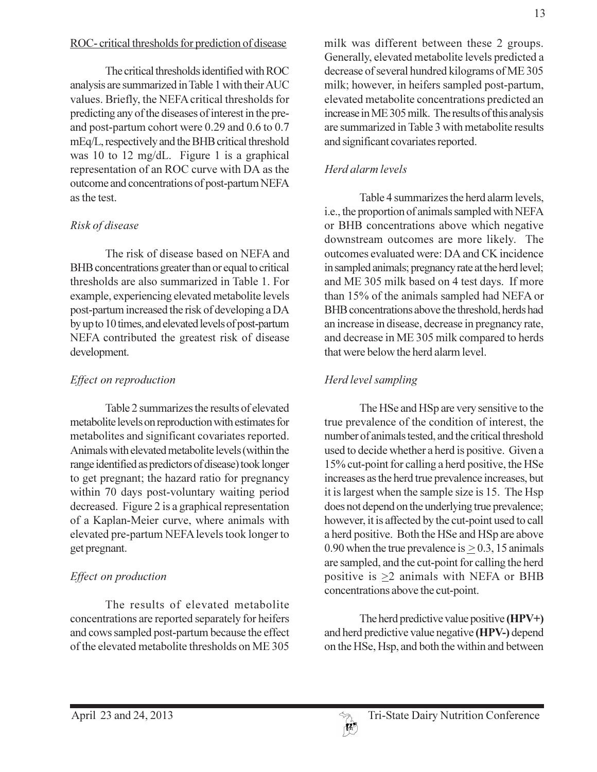## ROC- critical thresholds for prediction of disease

The critical thresholds identified with ROC analysis are summarized in Table 1 with their AUC values. Briefly, the NEFA critical thresholds for predicting any of the diseases of interest in the pre- and post-partum cohort were 0.29 and 0.6 to 0.7 mEq/L, respectively and the BHB critical threshold was 10 to 12 mg/dL. Figure 1 is a graphical representation of an ROC curve with DA as the outcome and concentrations of post-partum NEFA as the test.

### *Risk of disease*

The risk of disease based on NEFA and BHB concentrations greater than or equal to critical thresholds are also summarized in Table 1. For example, experiencing elevated metabolite levels post-partum increased the risk of developing a DA by up to 10 times, and elevated levels of post-partum NEFA contributed the greatest risk of disease development.

### *Effect on reproduction*

Table 2 summarizes the results of elevated metabolite levels on reproduction with estimates for metabolites and significant covariates reported. Animals with elevated metabolite levels (within the range identified as predictors of disease) took longer to get pregnant; the hazard ratio for pregnancy within 70 days post-voluntary waiting period decreased. Figure 2 is a graphical representation of a Kaplan-Meier curve, where animals with elevated pre-partum NEFA levels took longer to get pregnant.

### *Effect on production*

The results of elevated metabolite concentrations are reported separately for heifers and cows sampled post-partum because the effect of the elevated metabolite thresholds on ME 305 milk was different between these 2 groups. Generally, elevated metabolite levels predicted a decrease of several hundred kilograms of ME 305 milk; however, in heifers sampled post-partum, elevated metabolite concentrations predicted an increase in ME 305 milk. The results of this analysis are summarized in Table 3 with metabolite results and significant covariates reported.

### *Herd alarm levels*

Table 4 summarizes the herd alarm levels, i.e., the proportion of animals sampled with NEFA or BHB concentrations above which negative downstream outcomes are more likely. The outcomes evaluated were: DA and CK incidence in sampled animals; pregnancy rate at the herd level; and ME 305 milk based on 4 test days. If more than 15% of the animals sampled had NEFA or BHB concentrations above the threshold, herds had an increase in disease, decrease in pregnancy rate, and decrease in ME 305 milk compared to herds that were below the herd alarm level.

### *Herd level sampling*

The HSe and HSp are very sensitive to the true prevalence of the condition of interest, the number of animals tested, and the critical threshold used to decide whether a herd is positive. Given a 15% cut-point for calling a herd positive, the HSe increases as the herd true prevalence increases, but it is largest when the sample size is 15. The Hsp does not depend on the underlying true prevalence; however, it is affected by the cut-point used to call a herd positive. Both the HSe and HSp are above 0.90 when the true prevalence is $\geq 0.3$, 15 animals are sampled, and the cut-point for calling the herd positive is $\geq 2$ animals with NEFA or BHB concentrations above the cut-point.

The herd predictive value positive **(HPV+)** and herd predictive value negative **(HPV-)** depend on the HSe, Hsp, and both the within and between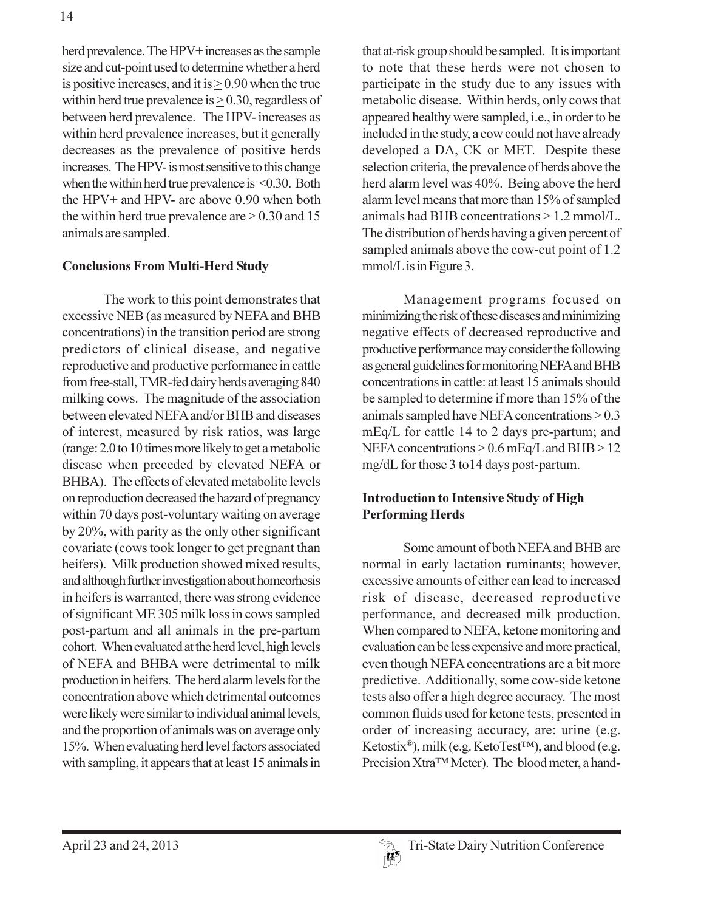herd prevalence. The HPV+ increases as the sample size and cut-point used to determine whether a herd is positive increases, and it is $\geq$ 0.90 when the true within herd true prevalence is $\geq$ 0.30, regardless of between herd prevalence. The HPV- increases as within herd prevalence increases, but it generally decreases as the prevalence of positive herds increases. The HPV- is most sensitive to this change when the within herd true prevalence is <0.30. Both the HPV+ and HPV- are above 0.90 when both the within herd true prevalence are > 0.30 and 15 animals are sampled.

**Conclusions From Multi-Herd Study**

The work to this point demonstrates that excessive NEB (as measured by NEFA and BHB concentrations) in the transition period are strong predictors of clinical disease, and negative reproductive and productive performance in cattle from free-stall, TMR-fed dairy herds averaging 840 milking cows. The magnitude of the association between elevated NEFA and/or BHB and diseases of interest, measured by risk ratios, was large (range: 2.0 to 10 times more likely to get a metabolic disease when preceded by elevated NEFA or BHBA). The effects of elevated metabolite levels on reproduction decreased the hazard of pregnancy within 70 days post-voluntary waiting on average by 20%, with parity as the only other significant covariate (cows took longer to get pregnant than heifers). Milk production showed mixed results, and although further investigation about homeorhesis in heifers is warranted, there was strong evidence of significant ME 305 milk loss in cows sampled post-partum and all animals in the pre-partum cohort. When evaluated at the herd level, high levels of NEFA and BHBA were detrimental to milk production in heifers. The herd alarm levels for the concentration above which detrimental outcomes were likely were similar to individual animal levels, and the proportion of animals was on average only 15%. When evaluating herd level factors associated with sampling, it appears that at least 15 animals in that at-risk group should be sampled. It is important to note that these herds were not chosen to participate in the study due to any issues with metabolic disease. Within herds, only cows that appeared healthy were sampled, i.e., in order to be included in the study, a cow could not have already developed a DA, CK or MET. Despite these selection criteria, the prevalence of herds above the herd alarm level was 40%. Being above the herd alarm level means that more than 15% of sampled animals had BHB concentrations > 1.2 mmol/L. The distribution of herds having a given percent of sampled animals above the cow-cut point of 1.2 mmol/L is in Figure 3.

Management programs focused on minimizing the risk of these diseases and minimizing negative effects of decreased reproductive and productive performance may consider the following as general guidelines for monitoring NEFA and BHB concentrations in cattle: at least 15 animals should be sampled to determine if more than 15% of the animals sampled have NEFA concentrations $\geq$ 0.3 mEq/L for cattle 14 to 2 days pre-partum; and NEFA concentrations $\geq$ 0.6 mEq/L and BHB $\geq$ 12 mg/dL for those 3 to14 days post-partum.

**Introduction to Intensive Study of High Performing Herds**

Some amount of both NEFA and BHB are normal in early lactation ruminants; however, excessive amounts of either can lead to increased risk of disease, decreased reproductive performance, and decreased milk production. When compared to NEFA, ketone monitoring and evaluation can be less expensive and more practical, even though NEFA concentrations are a bit more predictive. Additionally, some cow-side ketone tests also offer a high degree accuracy. The most common fluids used for ketone tests, presented in order of increasing accuracy, are: urine (e.g. Ketostix®), milk (e.g. KetoTest™), and blood (e.g. Precision Xtra™ Meter). The blood meter, a hand-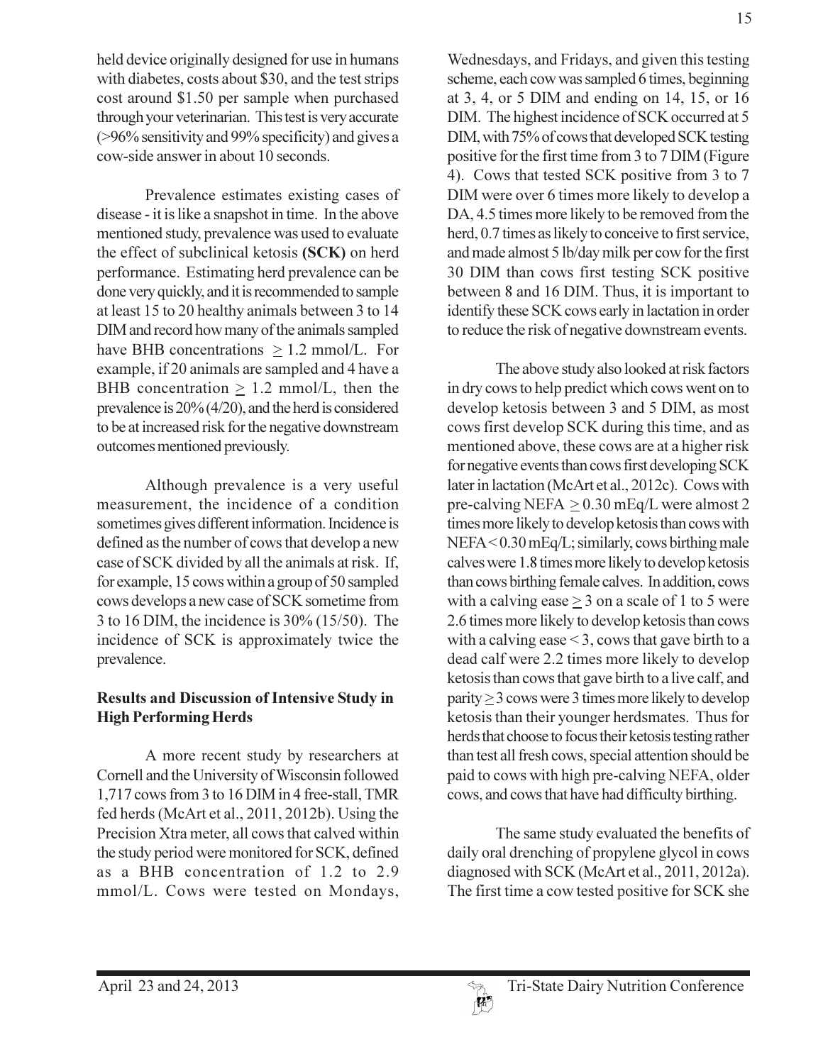held device originally designed for use in humans with diabetes, costs about $30, and the test strips cost around $1.50 per sample when purchased through your veterinarian. This test is very accurate (>96% sensitivity and 99% specificity) and gives a cow-side answer in about 10 seconds.

Prevalence estimates existing cases of disease - it is like a snapshot in time. In the above mentioned study, prevalence was used to evaluate the effect of subclinical ketosis **(SCK)** on herd performance. Estimating herd prevalence can be done very quickly, and it is recommended to sample at least 15 to 20 healthy animals between 3 to 14 DIM and record how many of the animals sampled have BHB concentrations $\geq$ 1.2 mmol/L. For example, if 20 animals are sampled and 4 have a BHB concentration $\geq$ 1.2 mmol/L, then the prevalence is 20% (4/20), and the herd is considered to be at increased risk for the negative downstream outcomes mentioned previously.

Although prevalence is a very useful measurement, the incidence of a condition sometimes gives different information. Incidence is defined as the number of cows that develop a new case of SCK divided by all the animals at risk. If, for example, 15 cows within a group of 50 sampled cows develops a new case of SCK sometime from 3 to 16 DIM, the incidence is 30% (15/50). The incidence of SCK is approximately twice the prevalence.

**Results and Discussion of Intensive Study in High Performing Herds**

A more recent study by researchers at Cornell and the University of Wisconsin followed 1,717 cows from 3 to 16 DIM in 4 free-stall, TMR fed herds (McArt et al., 2011, 2012b). Using the Precision Xtra meter, all cows that calved within the study period were monitored for SCK, defined as a BHB concentration of 1.2 to 2.9 mmol/L. Cows were tested on Mondays, Wednesdays, and Fridays, and given this testing scheme, each cow was sampled 6 times, beginning at 3, 4, or 5 DIM and ending on 14, 15, or 16 DIM. The highest incidence of SCK occurred at 5 DIM, with 75% of cows that developed SCK testing positive for the first time from 3 to 7 DIM (Figure 4). Cows that tested SCK positive from 3 to 7 DIM were over 6 times more likely to develop a DA, 4.5 times more likely to be removed from the herd, 0.7 times as likely to conceive to first service, and made almost 5 lb/day milk per cow for the first 30 DIM than cows first testing SCK positive between 8 and 16 DIM. Thus, it is important to identify these SCK cows early in lactation in order to reduce the risk of negative downstream events.

The above study also looked at risk factors in dry cows to help predict which cows went on to develop ketosis between 3 and 5 DIM, as most cows first develop SCK during this time, and as mentioned above, these cows are at a higher risk for negative events than cows first developing SCK later in lactation (McArt et al., 2012c). Cows with pre-calving NEFA $\geq$ 0.30 mEq/L were almost 2 times more likely to develop ketosis than cows with NEFA < 0.30 mEq/L; similarly, cows birthing male calves were 1.8 times more likely to develop ketosis than cows birthing female calves. In addition, cows with a calving ease $\geq$ 3 on a scale of 1 to 5 were 2.6 times more likely to develop ketosis than cows with a calving ease < 3, cows that gave birth to a dead calf were 2.2 times more likely to develop ketosis than cows that gave birth to a live calf, and parity $\geq$ 3 cows were 3 times more likely to develop ketosis than their younger herdsmates. Thus for herds that choose to focus their ketosis testing rather than test all fresh cows, special attention should be paid to cows with high pre-calving NEFA, older cows, and cows that have had difficulty birthing.

The same study evaluated the benefits of daily oral drenching of propylene glycol in cows diagnosed with SCK (McArt et al., 2011, 2012a). The first time a cow tested positive for SCK she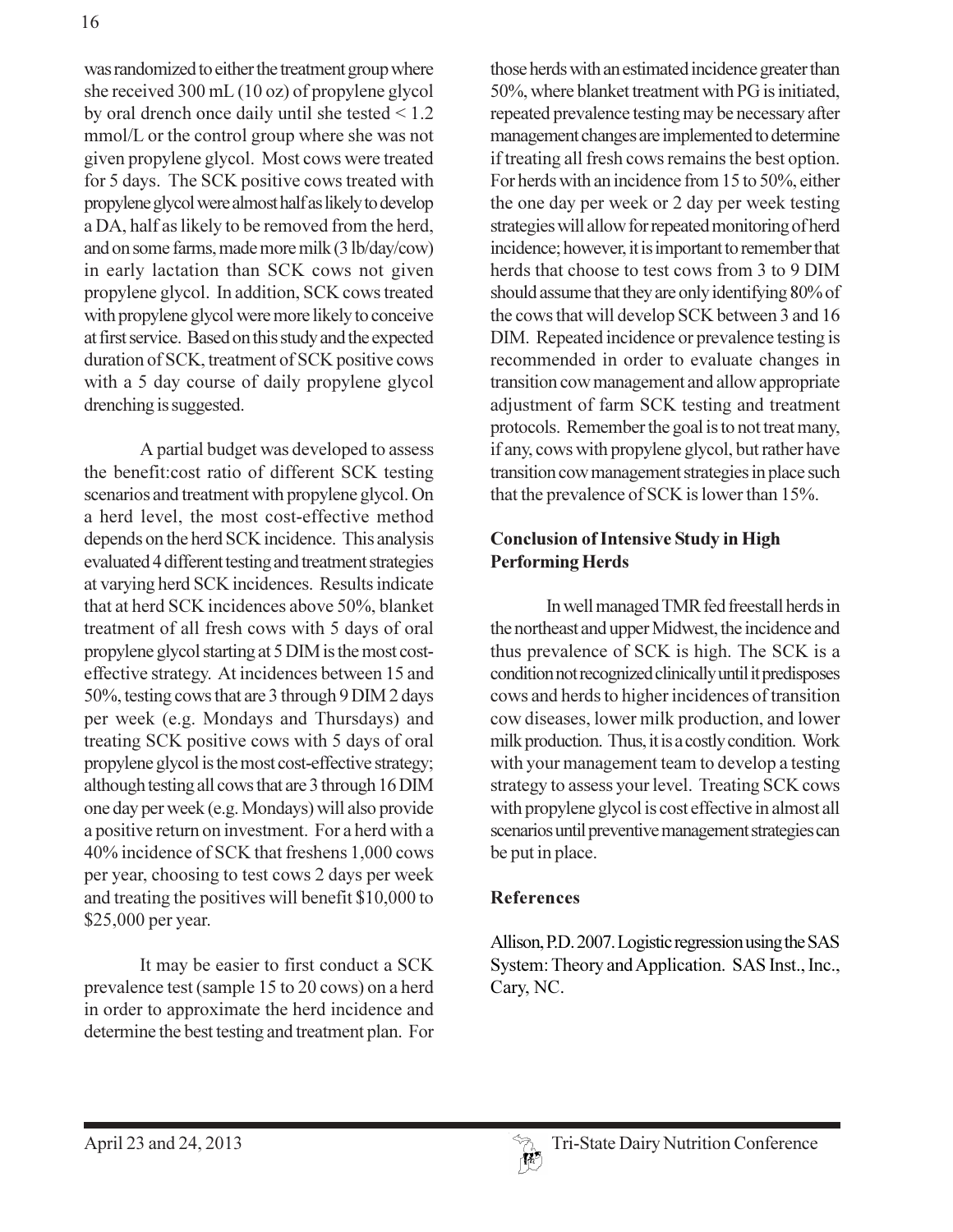was randomized to either the treatment group where she received 300 mL (10 oz) of propylene glycol by oral drench once daily until she tested < 1.2 mmol/L or the control group where she was not given propylene glycol. Most cows were treated for 5 days. The SCK positive cows treated with propylene glycol were almost half as likely to develop a DA, half as likely to be removed from the herd, and on some farms, made more milk (3 lb/day/cow) in early lactation than SCK cows not given propylene glycol. In addition, SCK cows treated with propylene glycol were more likely to conceive at first service. Based on this study and the expected duration of SCK, treatment of SCK positive cows with a 5 day course of daily propylene glycol drenching is suggested.

A partial budget was developed to assess the benefit:cost ratio of different SCK testing scenarios and treatment with propylene glycol. On a herd level, the most cost-effective method depends on the herd SCK incidence. This analysis evaluated 4 different testing and treatment strategies at varying herd SCK incidences. Results indicate that at herd SCK incidences above 50%, blanket treatment of all fresh cows with 5 days of oral propylene glycol starting at 5 DIM is the most cost-effective strategy. At incidences between 15 and 50%, testing cows that are 3 through 9 DIM 2 days per week (e.g. Mondays and Thursdays) and treating SCK positive cows with 5 days of oral propylene glycol is the most cost-effective strategy; although testing all cows that are 3 through 16 DIM one day per week (e.g. Mondays) will also provide a positive return on investment. For a herd with a 40% incidence of SCK that freshens 1,000 cows per year, choosing to test cows 2 days per week and treating the positives will benefit $10,000 to $25,000 per year.

It may be easier to first conduct a SCK prevalence test (sample 15 to 20 cows) on a herd in order to approximate the herd incidence and determine the best testing and treatment plan. For those herds with an estimated incidence greater than 50%, where blanket treatment with PG is initiated, repeated prevalence testing may be necessary after management changes are implemented to determine if treating all fresh cows remains the best option. For herds with an incidence from 15 to 50%, either the one day per week or 2 day per week testing strategies will allow for repeated monitoring of herd incidence; however, it is important to remember that herds that choose to test cows from 3 to 9 DIM should assume that they are only identifying 80% of the cows that will develop SCK between 3 and 16 DIM. Repeated incidence or prevalence testing is recommended in order to evaluate changes in transition cow management and allow appropriate adjustment of farm SCK testing and treatment protocols. Remember the goal is to not treat many, if any, cows with propylene glycol, but rather have transition cow management strategies in place such that the prevalence of SCK is lower than 15%.

## Conclusion of Intensive Study in High Performing Herds

In well managed TMR fed freestall herds in the northeast and upper Midwest, the incidence and thus prevalence of SCK is high. The SCK is a condition not recognized clinically until it predisposes cows and herds to higher incidences of transition cow diseases, lower milk production, and lower milk production. Thus, it is a costly condition. Work with your management team to develop a testing strategy to assess your level. Treating SCK cows with propylene glycol is cost effective in almost all scenarios until preventive management strategies can be put in place.

## References

Allison, P.D. 2007. Logistic regression using the SAS System: Theory and Application. SAS Inst., Inc., Cary, NC.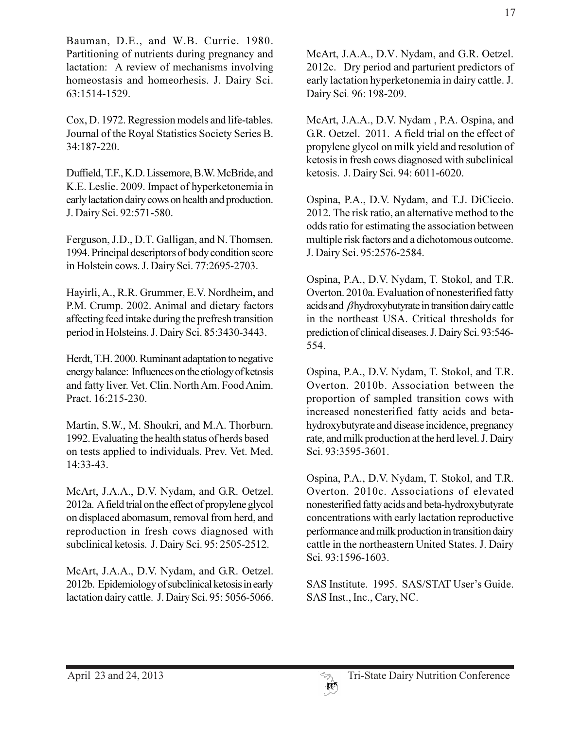Bauman, D.E., and W.B. Currie. 1980. Partitioning of nutrients during pregnancy and lactation: A review of mechanisms involving homeostasis and homeorhesis. J. Dairy Sci. 63:1514-1529.

Cox, D. 1972. Regression models and life-tables. Journal of the Royal Statistics Society Series B. 34:187-220.

Duffield, T.F., K.D. Lissemore, B.W. McBride, and K.E. Leslie. 2009. Impact of hyperketonemia in early lactation dairy cows on health and production. J. Dairy Sci. 92:571-580.

Ferguson, J.D., D.T. Galligan, and N. Thomsen. 1994. Principal descriptors of body condition score in Holstein cows. J. Dairy Sci. 77:2695-2703.

Hayirli, A., R.R. Grummer, E.V. Nordheim, and P.M. Crump. 2002. Animal and dietary factors affecting feed intake during the prefresh transition period in Holsteins. J. Dairy Sci. 85:3430-3443.

Herdt, T.H. 2000. Ruminant adaptation to negative energy balance: Influences on the etiology of ketosis and fatty liver. Vet. Clin. North Am. Food Anim. Pract. 16:215-230.

Martin, S.W., M. Shoukri, and M.A. Thorburn. 1992. Evaluating the health status of herds based on tests applied to individuals. Prev. Vet. Med. 14:33-43.

McArt, J.A.A., D.V. Nydam, and G.R. Oetzel. 2012a. A field trial on the effect of propylene glycol on displaced abomasum, removal from herd, and reproduction in fresh cows diagnosed with subclinical ketosis. J. Dairy Sci. 95: 2505-2512.

McArt, J.A.A., D.V. Nydam, and G.R. Oetzel. 2012b. Epidemiology of subclinical ketosis in early lactation dairy cattle. J. Dairy Sci. 95: 5056-5066.

McArt, J.A.A., D.V. Nydam, and G.R. Oetzel. 2012c. Dry period and parturient predictors of early lactation hyperketonemia in dairy cattle. J. Dairy Sci. 96: 198-209.

McArt, J.A.A., D.V. Nydam , P.A. Ospina, and G.R. Oetzel. 2011. A field trial on the effect of propylene glycol on milk yield and resolution of ketosis in fresh cows diagnosed with subclinical ketosis. J. Dairy Sci. 94: 6011-6020.

Ospina, P.A., D.V. Nydam, and T.J. DiCiccio. 2012. The risk ratio, an alternative method to the odds ratio for estimating the association between multiple risk factors and a dichotomous outcome. J. Dairy Sci. 95:2576-2584.

Ospina, P.A., D.V. Nydam, T. Stokol, and T.R. Overton. 2010a. Evaluation of nonesterified fatty acids and $\beta$hydroxybutyrate in transition dairy cattle in the northeast USA. Critical thresholds for prediction of clinical diseases. J. Dairy Sci. 93:546-554.

Ospina, P.A., D.V. Nydam, T. Stokol, and T.R. Overton. 2010b. Association between the proportion of sampled transition cows with increased nonesterified fatty acids and beta-hydroxybutyrate and disease incidence, pregnancy rate, and milk production at the herd level. J. Dairy Sci. 93:3595-3601.

Ospina, P.A., D.V. Nydam, T. Stokol, and T.R. Overton. 2010c. Associations of elevated nonesterified fatty acids and beta-hydroxybutyrate concentrations with early lactation reproductive performance and milk production in transition dairy cattle in the northeastern United States. J. Dairy Sci. 93:1596-1603.

SAS Institute. 1995. SAS/STAT User's Guide. SAS Inst., Inc., Cary, NC.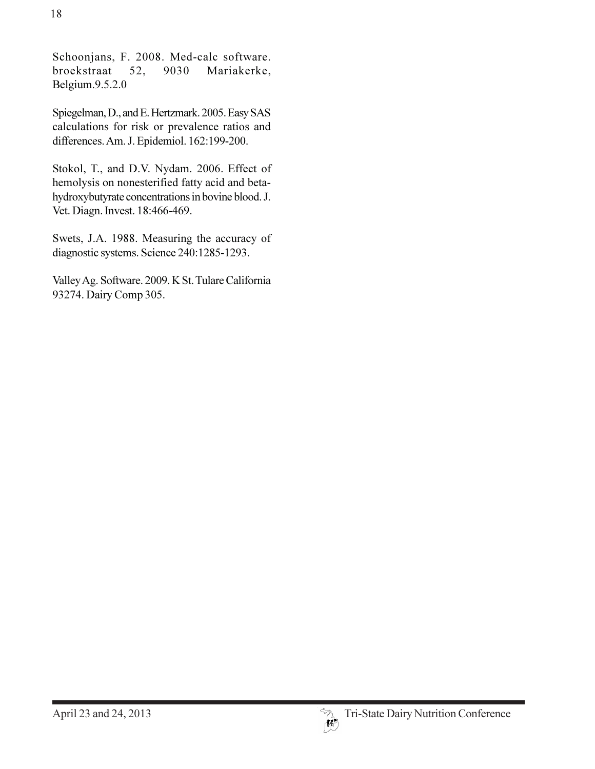Schoonjans, F. 2008. Med-calc software. broekstraat 52, 9030 Mariakerke, Belgium.9.5.2.0

Spiegelman, D., and E. Hertzmark. 2005. Easy SAS calculations for risk or prevalence ratios and differences. Am. J. Epidemiol. 162:199-200.

Stokol, T., and D.V. Nydam. 2006. Effect of hemolysis on nonesterified fatty acid and beta-hydroxybutyrate concentrations in bovine blood. J. Vet. Diagn. Invest. 18:466-469.

Swets, J.A. 1988. Measuring the accuracy of diagnostic systems. Science 240:1285-1293.

Valley Ag. Software. 2009. K St. Tulare California 93274. Dairy Comp 305.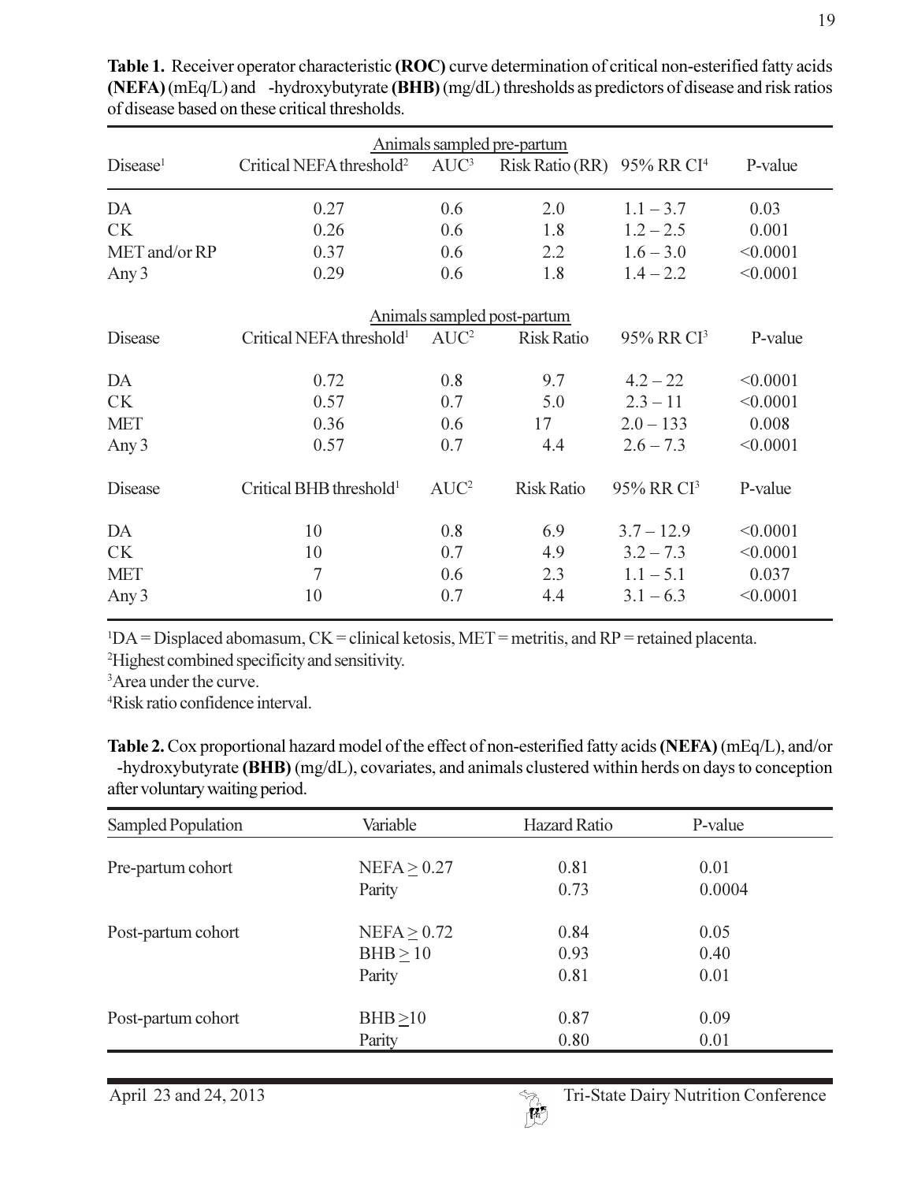**Table 1.** Receiver operator characteristic **(ROC)** curve determination of critical non-esterified fatty acids **(NEFA)** (mEq/L) and -hydroxybutyrate **(BHB)** (mg/dL) thresholds as predictors of disease and risk ratios of disease based on these critical thresholds.

| | Animals sampled pre-partum | | | | |
|---|---|---|---|---|---|
| Disease[1] | Critical NEFA threshold[2] | AUC[3] | Risk Ratio (RR) | 95% RR CI[4] | P-value |
| DA | 0.27 | 0.6 | 2.0 | 1.1 – 3.7 | 0.03 |
| CK | 0.26 | 0.6 | 1.8 | 1.2 – 2.5 | 0.001 |
| MET and/or RP | 0.37 | 0.6 | 2.2 | 1.6 – 3.0 | <0.0001 |
| Any 3 | 0.29 | 0.6 | 1.8 | 1.4 – 2.2 | <0.0001 |
| | **Animals sampled post-partum** | | | | |
| Disease | Critical NEFA threshold[1] | AUC[2] | Risk Ratio | 95% RR CI[3] | P-value |
| DA | 0.72 | 0.8 | 9.7 | 4.2 – 22 | <0.0001 |
| CK | 0.57 | 0.7 | 5.0 | 2.3 – 11 | <0.0001 |
| MET | 0.36 | 0.6 | 17 | 2.0 – 133 | 0.008 |
| Any 3 | 0.57 | 0.7 | 4.4 | 2.6 – 7.3 | <0.0001 |
| Disease | Critical BHB threshold[1] | AUC[2] | Risk Ratio | 95% RR CI[3] | P-value |
| DA | 10 | 0.8 | 6.9 | 3.7 – 12.9 | <0.0001 |
| CK | 10 | 0.7 | 4.9 | 3.2 – 7.3 | <0.0001 |
| MET | 7 | 0.6 | 2.3 | 1.1 – 5.1 | 0.037 |
| Any 3 | 10 | 0.7 | 4.4 | 3.1 – 6.3 | <0.0001 |

[1]DA = Displaced abomasum, CK = clinical ketosis, MET = metritis, and RP = retained placenta.
[2]Highest combined specificity and sensitivity.
[3]Area under the curve.
[4]Risk ratio confidence interval.

**Table 2.** Cox proportional hazard model of the effect of non-esterified fatty acids **(NEFA)** (mEq/L), and/or -hydroxybutyrate **(BHB)** (mg/dL), covariates, and animals clustered within herds on days to conception after voluntary waiting period.

| Sampled Population | Variable | Hazard Ratio | P-value |
|---|---|---|---|
| Pre-partum cohort | NEFA $\geq$ 0.27 | 0.81 | 0.01 |
| | Parity | 0.73 | 0.0004 |
| Post-partum cohort | NEFA $\geq$ 0.72 | 0.84 | 0.05 |
| | BHB $\geq$ 10 | 0.93 | 0.40 |
| | Parity | 0.81 | 0.01 |
| Post-partum cohort | BHB $\geq$10 | 0.87 | 0.09 |
| | Parity | 0.80 | 0.01 |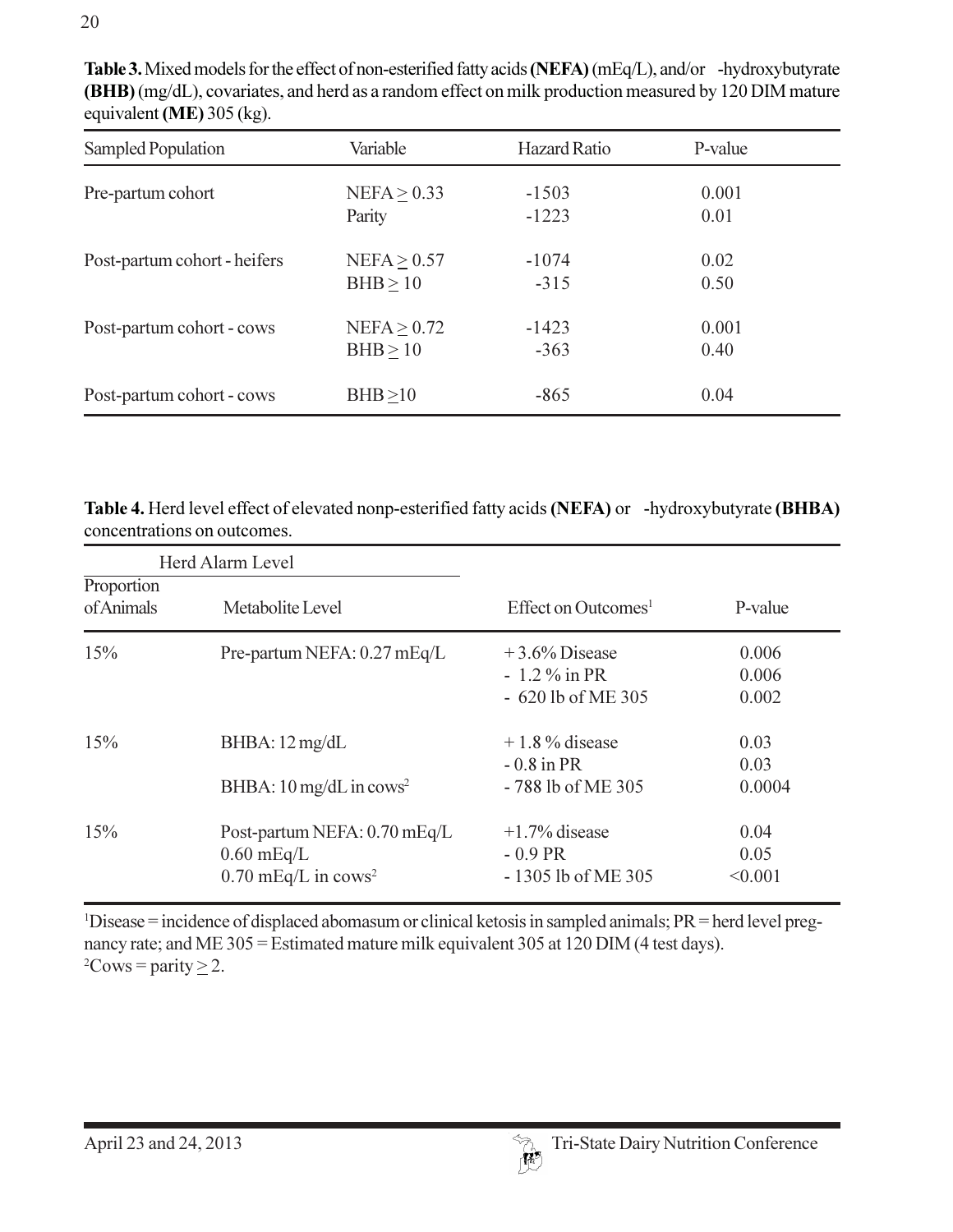**Table 3.** Mixed models for the effect of non-esterified fatty acids **(NEFA)** (mEq/L), and/or -hydroxybutyrate **(BHB)** (mg/dL), covariates, and herd as a random effect on milk production measured by 120 DIM mature equivalent **(ME)** 305 (kg).

| Sampled Population | Variable | Hazard Ratio | P-value |
|---|---|---|---|
| Pre-partum cohort | NEFA ≥ 0.33 | -1503 | 0.001 |
| | Parity | -1223 | 0.01 |
| Post-partum cohort - heifers | NEFA ≥ 0.57 | -1074 | 0.02 |
| | BHB ≥ 10 | -315 | 0.50 |
| Post-partum cohort - cows | NEFA ≥ 0.72 | -1423 | 0.001 |
| | BHB ≥ 10 | -363 | 0.40 |
| Post-partum cohort - cows | BHB ≥10 | -865 | 0.04 |

**Table 4.** Herd level effect of elevated nonp-esterified fatty acids **(NEFA)** or -hydroxybutyrate **(BHBA)** concentrations on outcomes.

| Herd Alarm Level | | | |
|---|---|---|---|
| Proportion of Animals | Metabolite Level | Effect on Outcomes[1] | P-value |
| 15% | Pre-partum NEFA: 0.27 mEq/L | + 3.6% Disease | 0.006 |
| | | - 1.2 % in PR | 0.006 |
| | | - 620 lb of ME 305 | 0.002 |
| 15% | BHBA: 12 mg/dL | + 1.8 % disease | 0.03 |
| | | - 0.8 in PR | 0.03 |
| | BHBA: 10 mg/dL in cows[2] | - 788 lb of ME 305 | 0.0004 |
| 15% | Post-partum NEFA: 0.70 mEq/L | +1.7% disease | 0.04 |
| | 0.60 mEq/L | - 0.9 PR | 0.05 |
| | 0.70 mEq/L in cows[2] | - 1305 lb of ME 305 | <0.001 |

[1]Disease = incidence of displaced abomasum or clinical ketosis in sampled animals; PR = herd level pregnancy rate; and ME 305 = Estimated mature milk equivalent 305 at 120 DIM (4 test days).
[2]Cows = parity ≥ 2.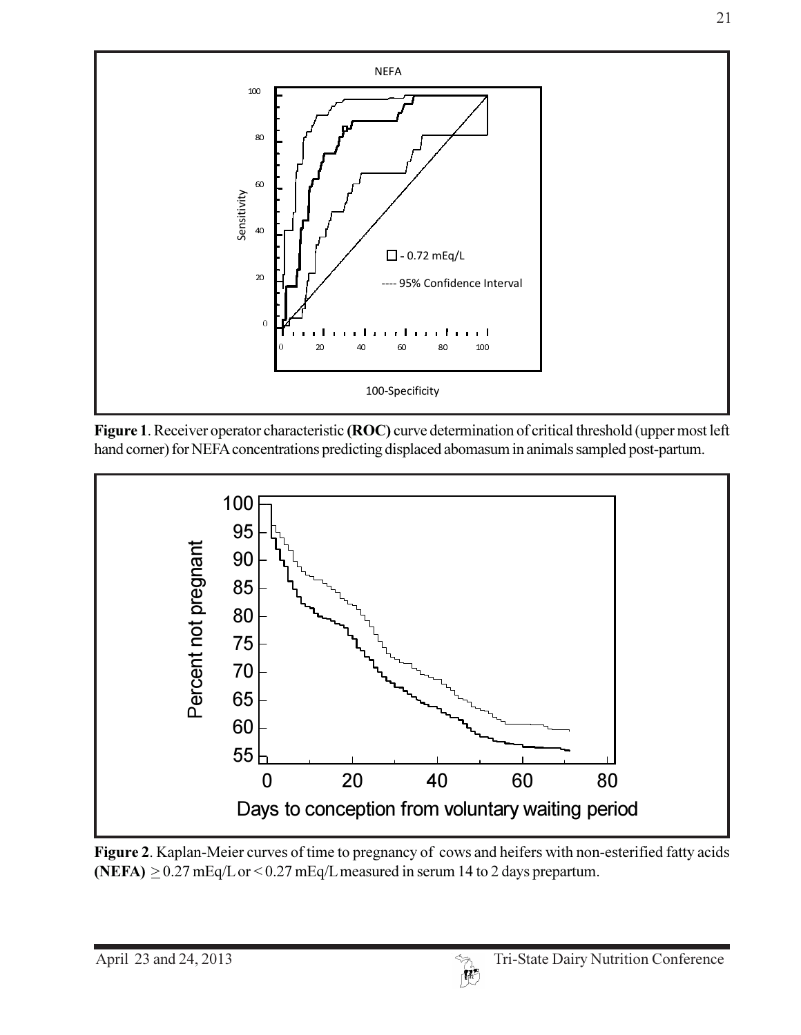**Figure 1**. Receiver operator characteristic **(ROC)** curve determination of critical threshold (upper most left hand corner) for NEFA concentrations predicting displaced abomasum in animals sampled post-partum.

**Figure 2**. Kaplan-Meier curves of time to pregnancy of cows and heifers with non-esterified fatty acids **(NEFA)** $\geq$ 0.27 mEq/L or < 0.27 mEq/L measured in serum 14 to 2 days prepartum.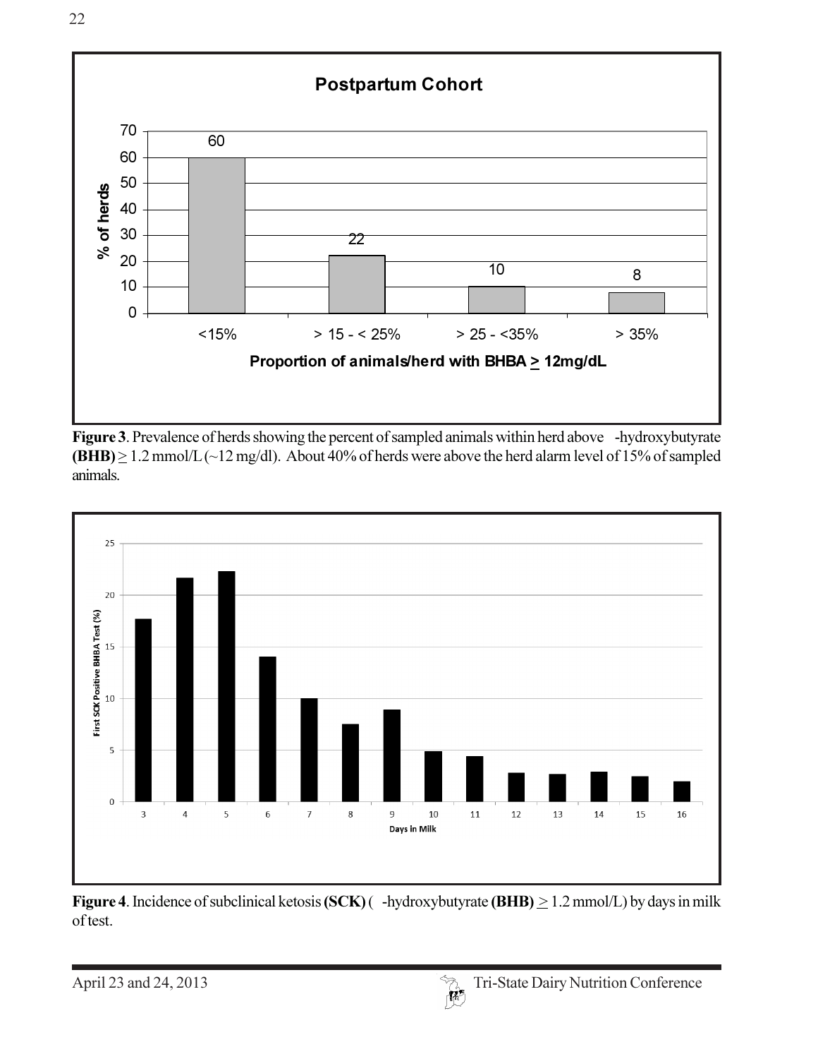Postpartum Cohort

% of herds

70
60
50
40
30
20
10
0

60

22

10

8

<15%

> 15 - < 25%

> 25 - <35%

> 35%

Proportion of animals/herd with BHBA > 12mg/dL

**Figure 3**. Prevalence of herds showing the percent of sampled animals within herd above -hydroxybutyrate **(BHB)** ≥ 1.2 mmol/L (~12 mg/dl). About 40% of herds were above the herd alarm level of 15% of sampled animals.

First SCK Positive BHBA Test (%)

25
20
15
10
5
0

3 4 5 6 7 8 9 10 11 12 13 14 15 16

Days in Milk

**Figure 4**. Incidence of subclinical ketosis **(SCK)** ( -hydroxybutyrate **(BHB)** ≥ 1.2 mmol/L) by days in milk of test.